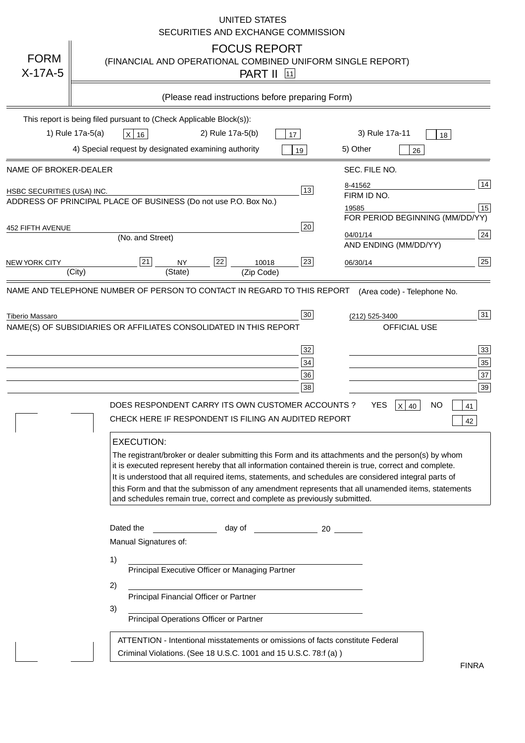UNITED STATES
SECURITIES AND EXCHANGE COMMISSION

# FORM X-17A-5

## FOCUS REPORT
(FINANCIAL AND OPERATIONAL COMBINED UNIFORM SINGLE REPORT)
PART II [11]

(Please read instructions before preparing Form)

This report is being filed pursuant to (Check Applicable Block(s)):

1) Rule 17a-5(a) [X] 16 2) Rule 17a-5(b) [ ] 17 3) Rule 17a-11 [ ] 18
4) Special request by designated examining authority [ ] 19 5) Other [ ] 26

| | |
|---|---|
| NAME OF BROKER-DEALER | SEC. FILE NO. |
| HSBC SECURITIES (USA) INC. [13] | 8-41562 [14] |
| ADDRESS OF PRINCIPAL PLACE OF BUSINESS (Do not use P.O. Box No.) | FIRM ID NO. |
| | 19585 [15] |
| 452 FIFTH AVENUE [20] (No. and Street) | FOR PERIOD BEGINNING (MM/DD/YY) 04/01/14 [24] |
| NEW YORK CITY [21] (City) NY [22] (State) 10018 [23] (Zip Code) | AND ENDING (MM/DD/YY) 06/30/14 [25] |

NAME AND TELEPHONE NUMBER OF PERSON TO CONTACT IN REGARD TO THIS REPORT (Area code) - Telephone No.

Tiberio Massaro [30] (212) 525-3400 [31]

NAME(S) OF SUBSIDIARIES OR AFFILIATES CONSOLIDATED IN THIS REPORT OFFICIAL USE

| | |
|---|---|
| [32] | [33] |
| [34] | [35] |
| [36] | [37] |
| [38] | [39] |

DOES RESPONDENT CARRY ITS OWN CUSTOMER ACCOUNTS ? YES [X] 40 NO [ ] 41

CHECK HERE IF RESPONDENT IS FILING AN AUDITED REPORT [ ] 42

**EXECUTION:**

The registrant/broker or dealer submitting this Form and its attachments and the person(s) by whom it is executed represent hereby that all information contained therein is true, correct and complete. It is understood that all required items, statements, and schedules are considered integral parts of this Form and that the submisson of any amendment represents that all unamended items, statements and schedules remain true, correct and complete as previously submitted.

Dated the ______________ day of ______________ 20 ______

Manual Signatures of:

1) ______________________________
Principal Executive Officer or Managing Partner

2) ______________________________
Principal Financial Officer or Partner

3) ______________________________
Principal Operations Officer or Partner

ATTENTION - Intentional misstatements or omissions of facts constitute Federal Criminal Violations. (See 18 U.S.C. 1001 and 15 U.S.C. 78:f (a) )

FINRA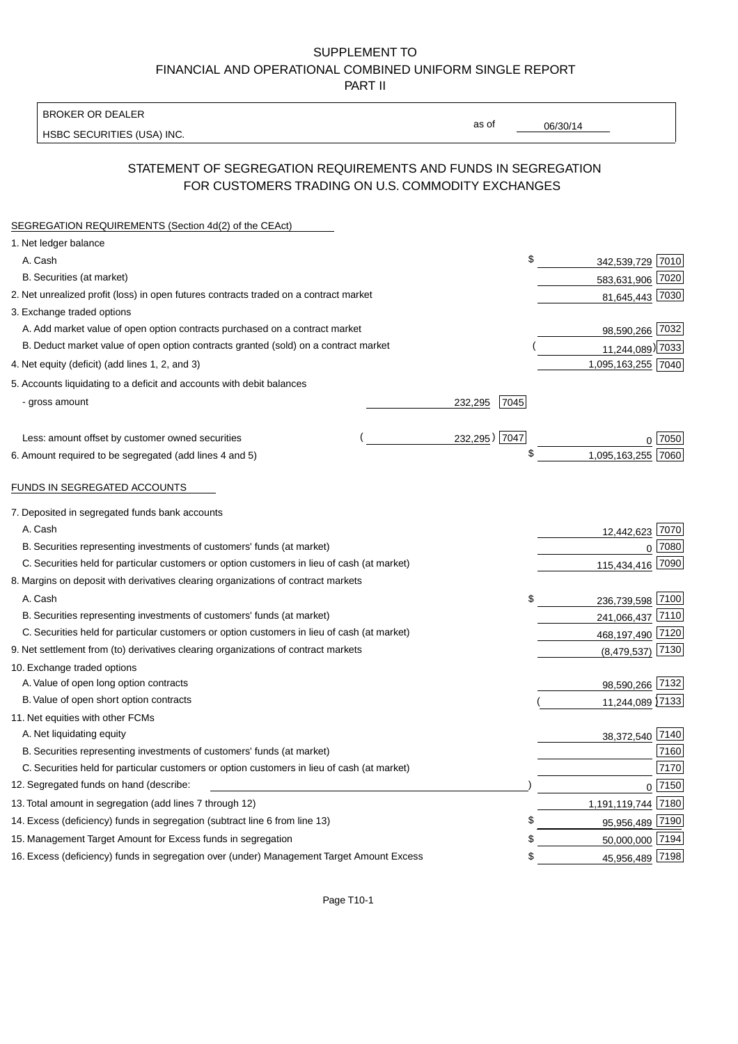SUPPLEMENT TO
FINANCIAL AND OPERATIONAL COMBINED UNIFORM SINGLE REPORT
PART II

BROKER OR DEALER
HSBC SECURITIES (USA) INC.

as of 06/30/14

## STATEMENT OF SEGREGATION REQUIREMENTS AND FUNDS IN SEGREGATION FOR CUSTOMERS TRADING ON U.S. COMMODITY EXCHANGES

SEGREGATION REQUIREMENTS (Section 4d(2) of the CEAct)

| | | | | |
|---|---|---|---|---|
| 1. Net ledger balance | | | | |
| A. Cash | | | $ 342,539,729 | 7010 |
| B. Securities (at market) | | | 583,631,906 | 7020 |
| 2. Net unrealized profit (loss) in open futures contracts traded on a contract market | | | 81,645,443 | 7030 |
| 3. Exchange traded options | | | | |
| A. Add market value of open option contracts purchased on a contract market | | | 98,590,266 | 7032 |
| B. Deduct market value of open option contracts granted (sold) on a contract market | | | (11,244,089) | 7033 |
| 4. Net equity (deficit) (add lines 1, 2, and 3) | | | 1,095,163,255 | 7040 |
| 5. Accounts liquidating to a deficit and accounts with debit balances | | | | |
| - gross amount | 232,295 | 7045 | | |
| Less: amount offset by customer owned securities | (232,295) | 7047 | 0 | 7050 |
| 6. Amount required to be segregated (add lines 4 and 5) | | | $ 1,095,163,255 | 7060 |

FUNDS IN SEGREGATED ACCOUNTS

| | | |
|---|---|---|
| 7. Deposited in segregated funds bank accounts | | |
| A. Cash | 12,442,623 | 7070 |
| B. Securities representing investments of customers' funds (at market) | 0 | 7080 |
| C. Securities held for particular customers or option customers in lieu of cash (at market) | 115,434,416 | 7090 |
| 8. Margins on deposit with derivatives clearing organizations of contract markets | | |
| A. Cash | $ 236,739,598 | 7100 |
| B. Securities representing investments of customers' funds (at market) | 241,066,437 | 7110 |
| C. Securities held for particular customers or option customers in lieu of cash (at market) | 468,197,490 | 7120 |
| 9. Net settlement from (to) derivatives clearing organizations of contract markets | (8,479,537) | 7130 |
| 10. Exchange traded options | | |
| A. Value of open long option contracts | 98,590,266 | 7132 |
| B. Value of open short option contracts | (11,244,089) | 7133 |
| 11. Net equities with other FCMs | | |
| A. Net liquidating equity | 38,372,540 | 7140 |
| B. Securities representing investments of customers' funds (at market) | | 7160 |
| C. Securities held for particular customers or option customers in lieu of cash (at market) | | 7170 |
| 12. Segregated funds on hand (describe: ) | 0 | 7150 |
| 13. Total amount in segregation (add lines 7 through 12) | 1,191,119,744 | 7180 |
| 14. Excess (deficiency) funds in segregation (subtract line 6 from line 13) | $ 95,956,489 | 7190 |
| 15. Management Target Amount for Excess funds in segregation | $ 50,000,000 | 7194 |
| 16. Excess (deficiency) funds in segregation over (under) Management Target Amount Excess | $ 45,956,489 | 7198 |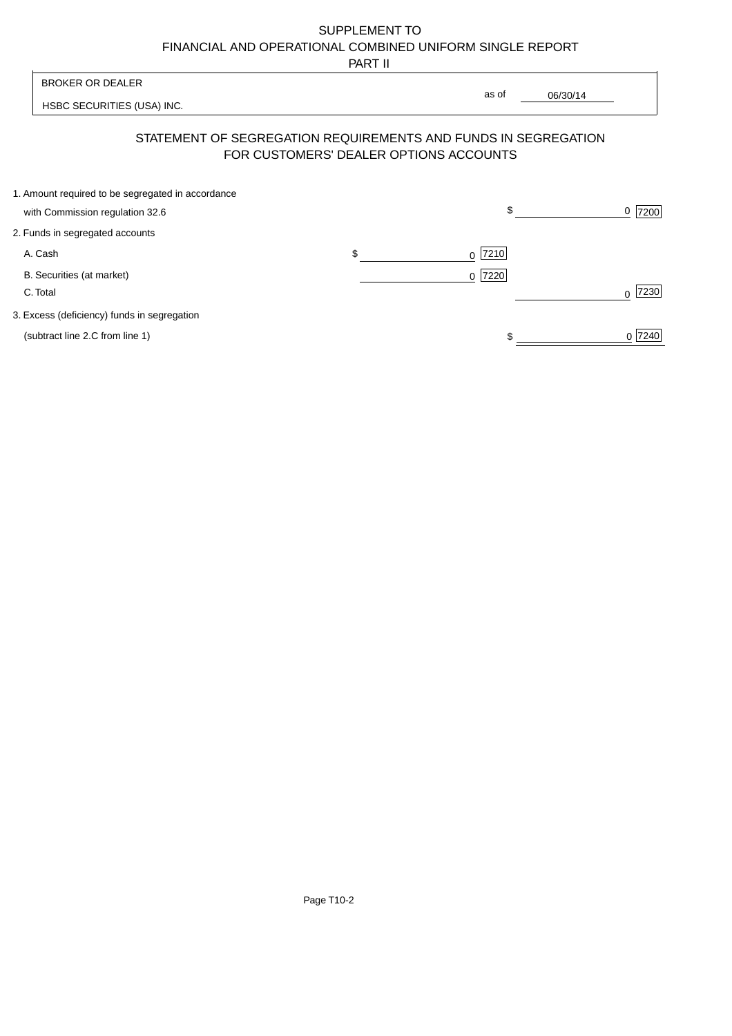SUPPLEMENT TO
FINANCIAL AND OPERATIONAL COMBINED UNIFORM SINGLE REPORT
PART II

BROKER OR DEALER

HSBC SECURITIES (USA) INC.

as of 06/30/14

## STATEMENT OF SEGREGATION REQUIREMENTS AND FUNDS IN SEGREGATION FOR CUSTOMERS' DEALER OPTIONS ACCOUNTS

| | | |
|---|---|---|
| 1. Amount required to be segregated in accordance with Commission regulation 32.6 | | $ 0 [7200] |
| 2. Funds in segregated accounts | | |
| A. Cash | $ 0 [7210] | |
| B. Securities (at market) | 0 [7220] | |
| C. Total | | 0 [7230] |
| 3. Excess (deficiency) funds in segregation (subtract line 2.C from line 1) | | $ 0 [7240] |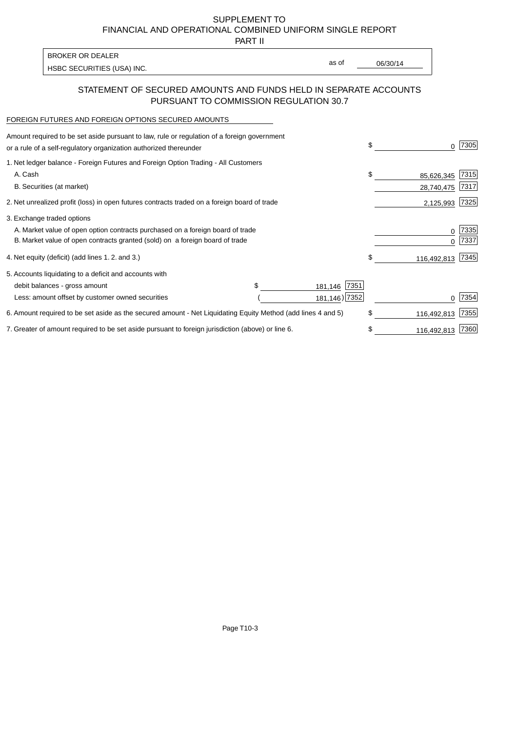SUPPLEMENT TO
FINANCIAL AND OPERATIONAL COMBINED UNIFORM SINGLE REPORT
PART II

| BROKER OR DEALER | | |
|---|---|---|
| HSBC SECURITIES (USA) INC. | as of | 06/30/14 |

## STATEMENT OF SECURED AMOUNTS AND FUNDS HELD IN SEPARATE ACCOUNTS PURSUANT TO COMMISSION REGULATION 30.7

FOREIGN FUTURES AND FOREIGN OPTIONS SECURED AMOUNTS

| Description | | | Amount | Code |
|---|---|---|---|---|
| Amount required to be set aside pursuant to law, rule or regulation of a foreign government or a rule of a self-regulatory organization authorized thereunder | | | $ 0 | 7305 |
| 1. Net ledger balance - Foreign Futures and Foreign Option Trading - All Customers | | | | |
| A. Cash | | | $ 85,626,345 | 7315 |
| B. Securities (at market) | | | 28,740,475 | 7317 |
| 2. Net unrealized profit (loss) in open futures contracts traded on a foreign board of trade | | | 2,125,993 | 7325 |
| 3. Exchange traded options | | | | |
| A. Market value of open option contracts purchased on a foreign board of trade | | | 0 | 7335 |
| B. Market value of open contracts granted (sold) on a foreign board of trade | | | 0 | 7337 |
| 4. Net equity (deficit) (add lines 1. 2. and 3.) | | | $ 116,492,813 | 7345 |
| 5. Accounts liquidating to a deficit and accounts with | | | | |
| debit balances - gross amount | $ 181,146 | 7351 | | |
| Less: amount offset by customer owned securities | ( 181,146) | 7352 | 0 | 7354 |
| 6. Amount required to be set aside as the secured amount - Net Liquidating Equity Method (add lines 4 and 5) | | | $ 116,492,813 | 7355 |
| 7. Greater of amount required to be set aside pursuant to foreign jurisdiction (above) or line 6. | | | $ 116,492,813 | 7360 |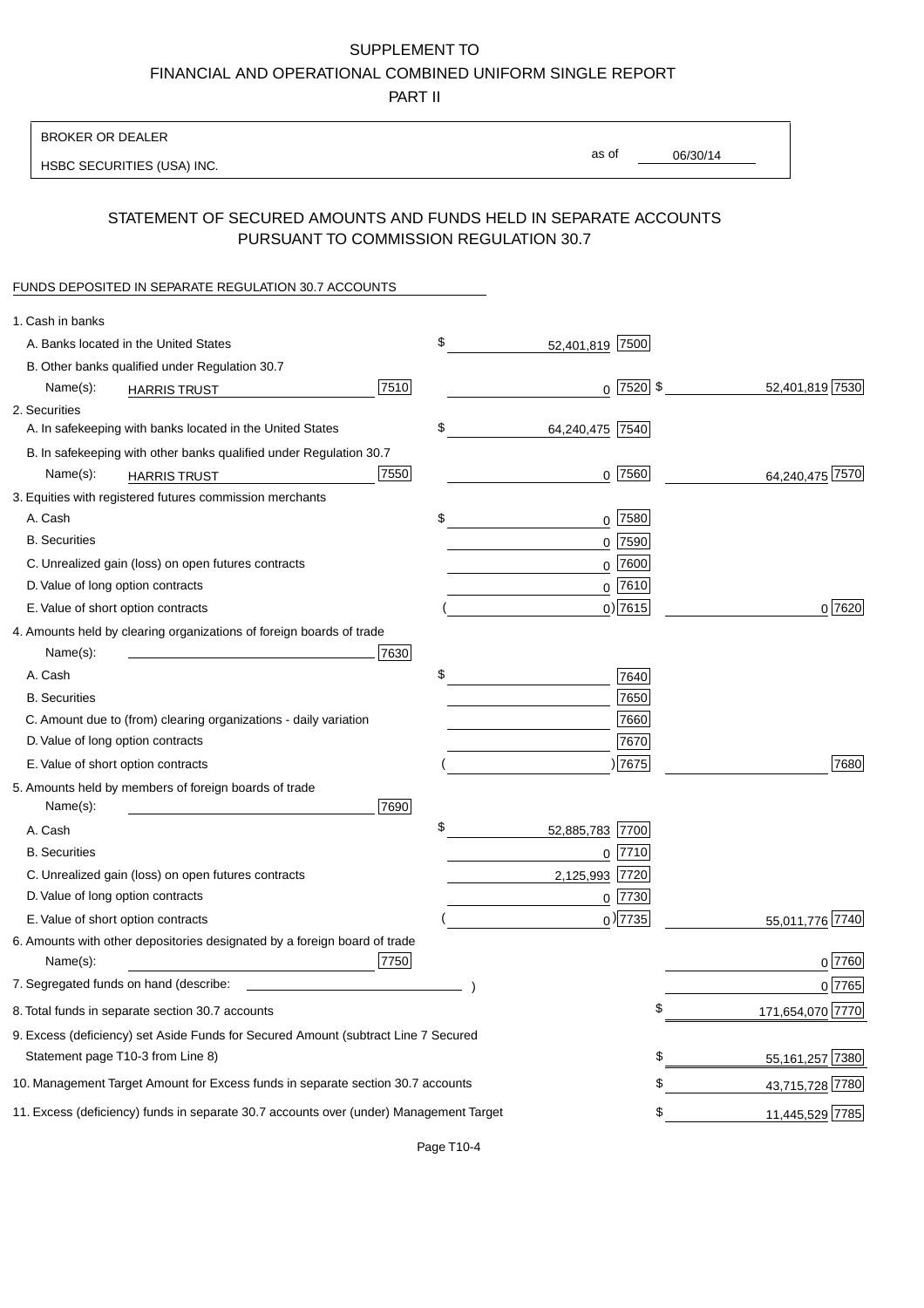SUPPLEMENT TO

FINANCIAL AND OPERATIONAL COMBINED UNIFORM SINGLE REPORT

PART II

BROKER OR DEALER

HSBC SECURITIES (USA) INC.

as of 06/30/14

## STATEMENT OF SECURED AMOUNTS AND FUNDS HELD IN SEPARATE ACCOUNTS PURSUANT TO COMMISSION REGULATION 30.7

FUNDS DEPOSITED IN SEPARATE REGULATION 30.7 ACCOUNTS

| | | | |
|---|---|---|---|
| 1. Cash in banks | | | |
| A. Banks located in the United States | | $ 52,401,819 [7500] | |
| B. Other banks qualified under Regulation 30.7 | | | |
| Name(s): HARRIS TRUST | [7510] | 0 [7520] | $ 52,401,819 [7530] |
| 2. Securities | | | |
| A. In safekeeping with banks located in the United States | | $ 64,240,475 [7540] | |
| B. In safekeeping with other banks qualified under Regulation 30.7 | | | |
| Name(s): HARRIS TRUST | [7550] | 0 [7560] | 64,240,475 [7570] |
| 3. Equities with registered futures commission merchants | | | |
| A. Cash | | $ 0 [7580] | |
| B. Securities | | 0 [7590] | |
| C. Unrealized gain (loss) on open futures contracts | | 0 [7600] | |
| D. Value of long option contracts | | 0 [7610] | |
| E. Value of short option contracts | | ( 0 ) [7615] | 0 [7620] |
| 4. Amounts held by clearing organizations of foreign boards of trade | | | |
| Name(s): | [7630] | | |
| A. Cash | | $ [7640] | |
| B. Securities | | [7650] | |
| C. Amount due to (from) clearing organizations - daily variation | | [7660] | |
| D. Value of long option contracts | | [7670] | |
| E. Value of short option contracts | | ( ) [7675] | [7680] |
| 5. Amounts held by members of foreign boards of trade | | | |
| Name(s): | [7690] | | |
| A. Cash | | $ 52,885,783 [7700] | |
| B. Securities | | 0 [7710] | |
| C. Unrealized gain (loss) on open futures contracts | | 2,125,993 [7720] | |
| D. Value of long option contracts | | 0 [7730] | |
| E. Value of short option contracts | | ( 0 ) [7735] | 55,011,776 [7740] |
| 6. Amounts with other depositories designated by a foreign board of trade | | | |
| Name(s): | [7750] | | 0 [7760] |
| 7. Segregated funds on hand (describe: ) | | | 0 [7765] |
| 8. Total funds in separate section 30.7 accounts | | | $ 171,654,070 [7770] |
| 9. Excess (deficiency) set Aside Funds for Secured Amount (subtract Line 7 Secured Statement page T10-3 from Line 8) | | | $ 55,161,257 [7380] |
| 10. Management Target Amount for Excess funds in separate section 30.7 accounts | | | $ 43,715,728 [7780] |
| 11. Excess (deficiency) funds in separate 30.7 accounts over (under) Management Target | | | $ 11,445,529 [7785] |

Page T10-4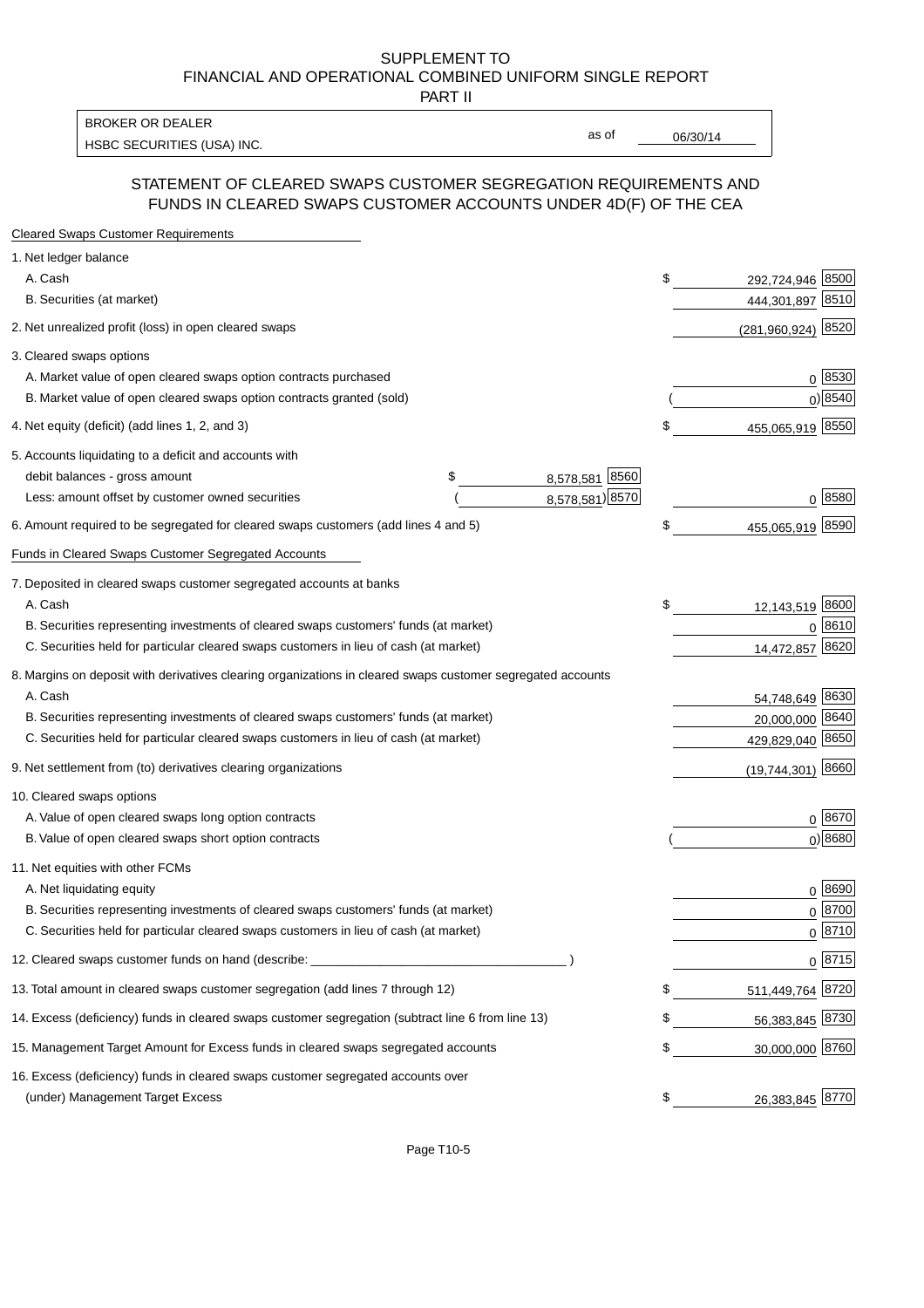SUPPLEMENT TO
FINANCIAL AND OPERATIONAL COMBINED UNIFORM SINGLE REPORT
PART II

| BROKER OR DEALER | | |
|---|---|---|
| HSBC SECURITIES (USA) INC. | as of | 06/30/14 |

## STATEMENT OF CLEARED SWAPS CUSTOMER SEGREGATION REQUIREMENTS AND FUNDS IN CLEARED SWAPS CUSTOMER ACCOUNTS UNDER 4D(F) OF THE CEA

| | | | | |
|---|---|---|---|---|
| **Cleared Swaps Customer Requirements** | | | | |
| 1. Net ledger balance | | | | |
| A. Cash | | | $ 292,724,946 | 8500 |
| B. Securities (at market) | | | 444,301,897 | 8510 |
| 2. Net unrealized profit (loss) in open cleared swaps | | | (281,960,924) | 8520 |
| 3. Cleared swaps options | | | | |
| A. Market value of open cleared swaps option contracts purchased | | | 0 | 8530 |
| B. Market value of open cleared swaps option contracts granted (sold) | | | ( 0) | 8540 |
| 4. Net equity (deficit) (add lines 1, 2, and 3) | | | $ 455,065,919 | 8550 |
| 5. Accounts liquidating to a deficit and accounts with debit balances - gross amount | $ 8,578,581 | 8560 | | |
| Less: amount offset by customer owned securities | ( 8,578,581) | 8570 | 0 | 8580 |
| 6. Amount required to be segregated for cleared swaps customers (add lines 4 and 5) | | | $ 455,065,919 | 8590 |
| **Funds in Cleared Swaps Customer Segregated Accounts** | | | | |
| 7. Deposited in cleared swaps customer segregated accounts at banks | | | | |
| A. Cash | | | $ 12,143,519 | 8600 |
| B. Securities representing investments of cleared swaps customers' funds (at market) | | | 0 | 8610 |
| C. Securities held for particular cleared swaps customers in lieu of cash (at market) | | | 14,472,857 | 8620 |
| 8. Margins on deposit with derivatives clearing organizations in cleared swaps customer segregated accounts | | | | |
| A. Cash | | | 54,748,649 | 8630 |
| B. Securities representing investments of cleared swaps customers' funds (at market) | | | 20,000,000 | 8640 |
| C. Securities held for particular cleared swaps customers in lieu of cash (at market) | | | 429,829,040 | 8650 |
| 9. Net settlement from (to) derivatives clearing organizations | | | (19,744,301) | 8660 |
| 10. Cleared swaps options | | | | |
| A. Value of open cleared swaps long option contracts | | | 0 | 8670 |
| B. Value of open cleared swaps short option contracts | | | ( 0) | 8680 |
| 11. Net equities with other FCMs | | | | |
| A. Net liquidating equity | | | 0 | 8690 |
| B. Securities representing investments of cleared swaps customers' funds (at market) | | | 0 | 8700 |
| C. Securities held for particular cleared swaps customers in lieu of cash (at market) | | | 0 | 8710 |
| 12. Cleared swaps customer funds on hand (describe: ____________ ) | | | 0 | 8715 |
| 13. Total amount in cleared swaps customer segregation (add lines 7 through 12) | | | $ 511,449,764 | 8720 |
| 14. Excess (deficiency) funds in cleared swaps customer segregation (subtract line 6 from line 13) | | | $ 56,383,845 | 8730 |
| 15. Management Target Amount for Excess funds in cleared swaps segregated accounts | | | $ 30,000,000 | 8760 |
| 16. Excess (deficiency) funds in cleared swaps customer segregated accounts over (under) Management Target Excess | | | $ 26,383,845 | 8770 |

Page T10-5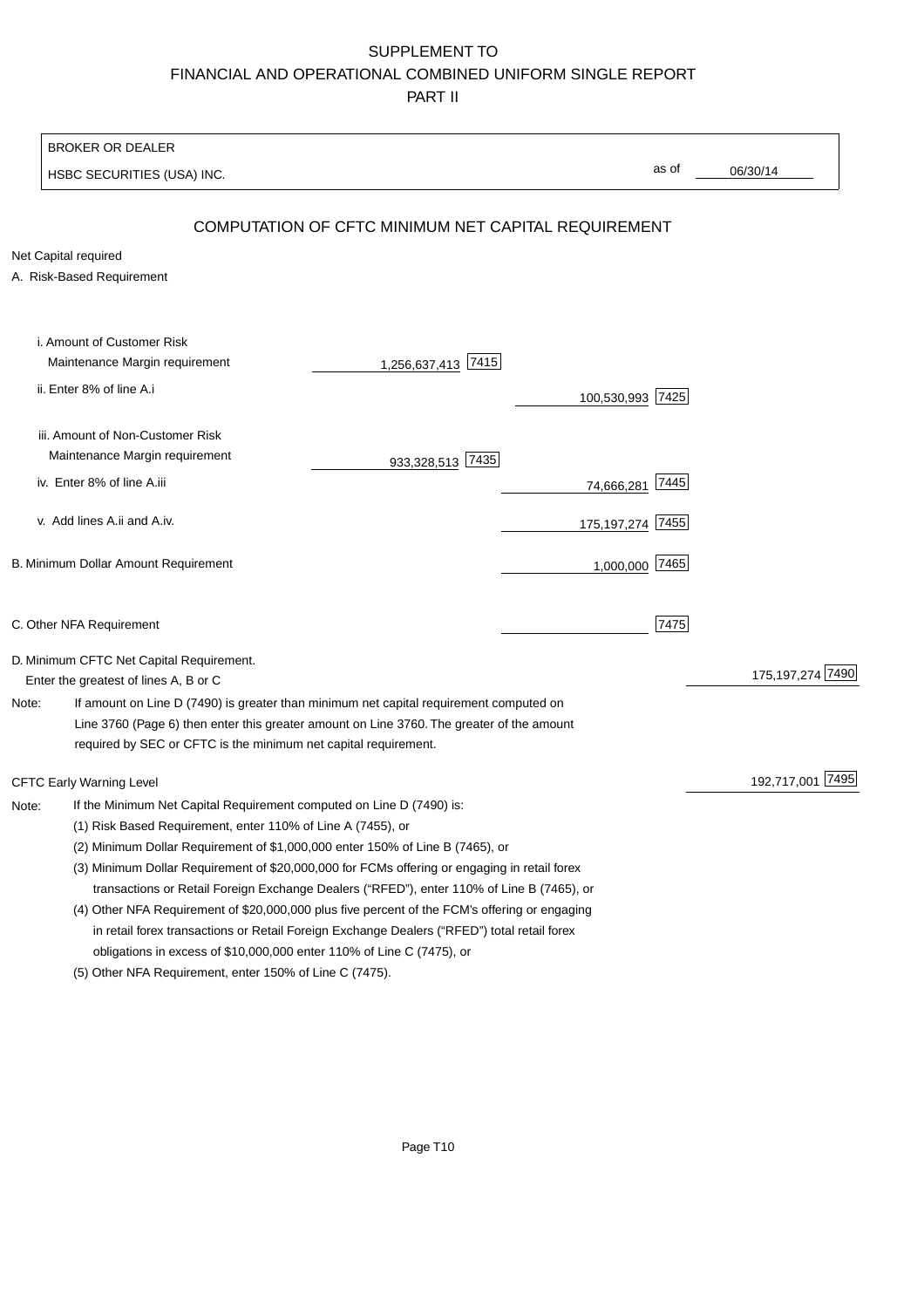# SUPPLEMENT TO
# FINANCIAL AND OPERATIONAL COMBINED UNIFORM SINGLE REPORT
# PART II

| | |
|---|---|
| BROKER OR DEALER | |
| HSBC SECURITIES (USA) INC. | as of 06/30/14 |

## COMPUTATION OF CFTC MINIMUM NET CAPITAL REQUIREMENT

Net Capital required

A. Risk-Based Requirement

| | | | |
|---|---|---|---|
| i. Amount of Customer Risk Maintenance Margin requirement | 1,256,637,413 [7415] | | |
| ii. Enter 8% of line A.i | | 100,530,993 [7425] | |
| iii. Amount of Non-Customer Risk Maintenance Margin requirement | 933,328,513 [7435] | | |
| iv. Enter 8% of line A.iii | | 74,666,281 [7445] | |
| v. Add lines A.ii and A.iv. | | 175,197,274 [7455] | |
| B. Minimum Dollar Amount Requirement | | 1,000,000 [7465] | |
| C. Other NFA Requirement | | [7475] | |
| D. Minimum CFTC Net Capital Requirement. Enter the greatest of lines A, B or C | | | 175,197,274 [7490] |

Note: If amount on Line D (7490) is greater than minimum net capital requirement computed on Line 3760 (Page 6) then enter this greater amount on Line 3760. The greater of the amount required by SEC or CFTC is the minimum net capital requirement.

CFTC Early Warning Level — 192,717,001 [7495]

Note: If the Minimum Net Capital Requirement computed on Line D (7490) is:

(1) Risk Based Requirement, enter 110% of Line A (7455), or

(2) Minimum Dollar Requirement of $1,000,000 enter 150% of Line B (7465), or

(3) Minimum Dollar Requirement of $20,000,000 for FCMs offering or engaging in retail forex transactions or Retail Foreign Exchange Dealers ("RFED"), enter 110% of Line B (7465), or

(4) Other NFA Requirement of $20,000,000 plus five percent of the FCM's offering or engaging in retail forex transactions or Retail Foreign Exchange Dealers ("RFED") total retail forex obligations in excess of $10,000,000 enter 110% of Line C (7475), or

(5) Other NFA Requirement, enter 150% of Line C (7475).